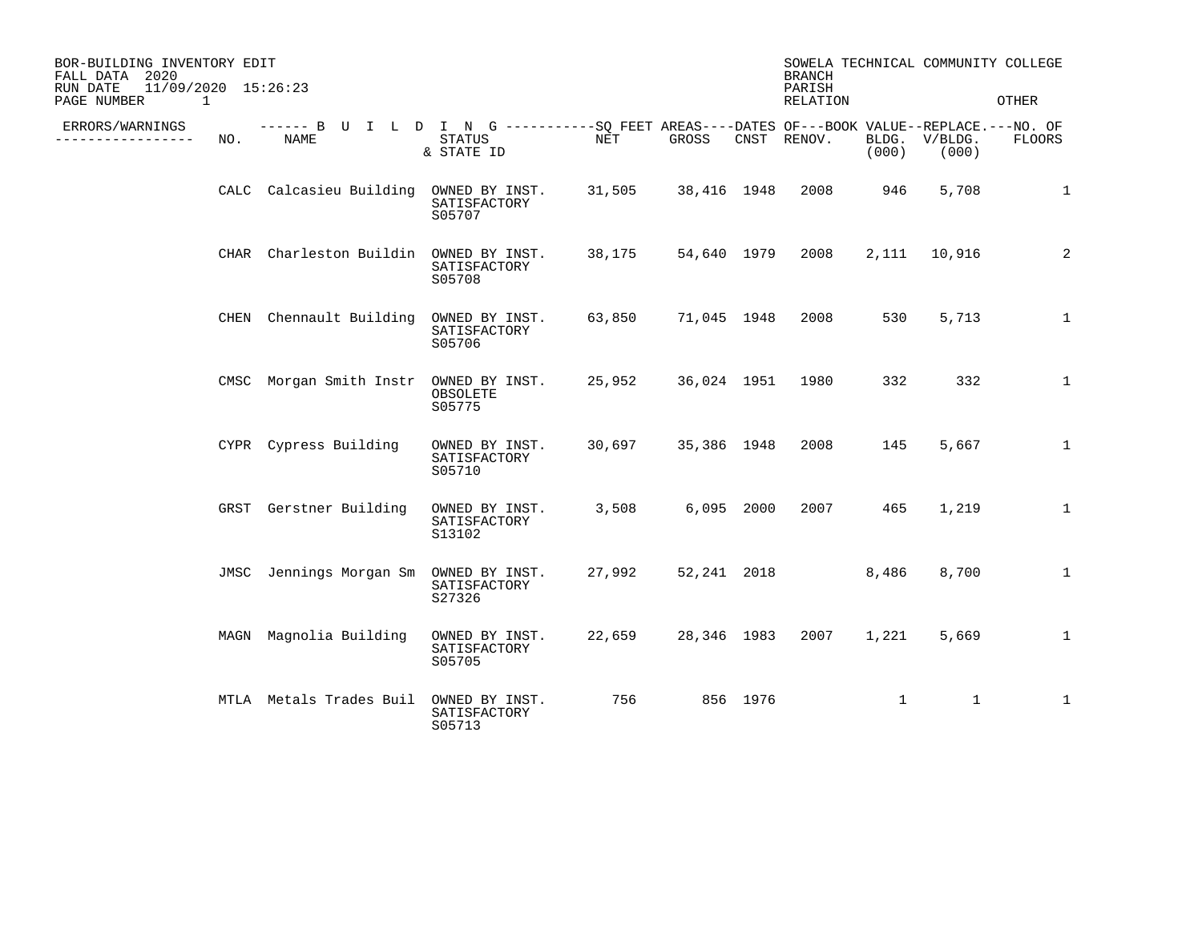BOR-BUILDING INVENTORY EDIT
FALL DATA 2020
RUN DATE 11/09/2020 15:26:23
PAGE NUMBER 1

SOWELA TECHNICAL COMMUNITY COLLEGE
BRANCH
PARISH
RELATION OTHER

| ERRORS/WARNINGS | NO. | BUILDING NAME | STATUS & STATE ID | SQ FEET AREAS NET | SQ FEET AREAS GROSS | DATES OF CNST | DATES OF RENOV. | BOOK VALUE BLDG. (000) | REPLACE. V/BLDG. (000) | NO. OF FLOORS |
|---|---|---|---|---|---|---|---|---|---|---|
| | CALC | Calcasieu Building | OWNED BY INST. SATISFACTORY S05707 | 31,505 | 38,416 | 1948 | 2008 | 946 | 5,708 | 1 |
| | CHAR | Charleston Buildin | OWNED BY INST. SATISFACTORY S05708 | 38,175 | 54,640 | 1979 | 2008 | 2,111 | 10,916 | 2 |
| | CHEN | Chennault Building | OWNED BY INST. SATISFACTORY S05706 | 63,850 | 71,045 | 1948 | 2008 | 530 | 5,713 | 1 |
| | CMSC | Morgan Smith Instr | OWNED BY INST. OBSOLETE S05775 | 25,952 | 36,024 | 1951 | 1980 | 332 | 332 | 1 |
| | CYPR | Cypress Building | OWNED BY INST. SATISFACTORY S05710 | 30,697 | 35,386 | 1948 | 2008 | 145 | 5,667 | 1 |
| | GRST | Gerstner Building | OWNED BY INST. SATISFACTORY S13102 | 3,508 | 6,095 | 2000 | 2007 | 465 | 1,219 | 1 |
| | JMSC | Jennings Morgan Sm | OWNED BY INST. SATISFACTORY S27326 | 27,992 | 52,241 | 2018 | | 8,486 | 8,700 | 1 |
| | MAGN | Magnolia Building | OWNED BY INST. SATISFACTORY S05705 | 22,659 | 28,346 | 1983 | 2007 | 1,221 | 5,669 | 1 |
| | MTLA | Metals Trades Buil | OWNED BY INST. SATISFACTORY S05713 | 756 | 856 | 1976 | | 1 | 1 | 1 |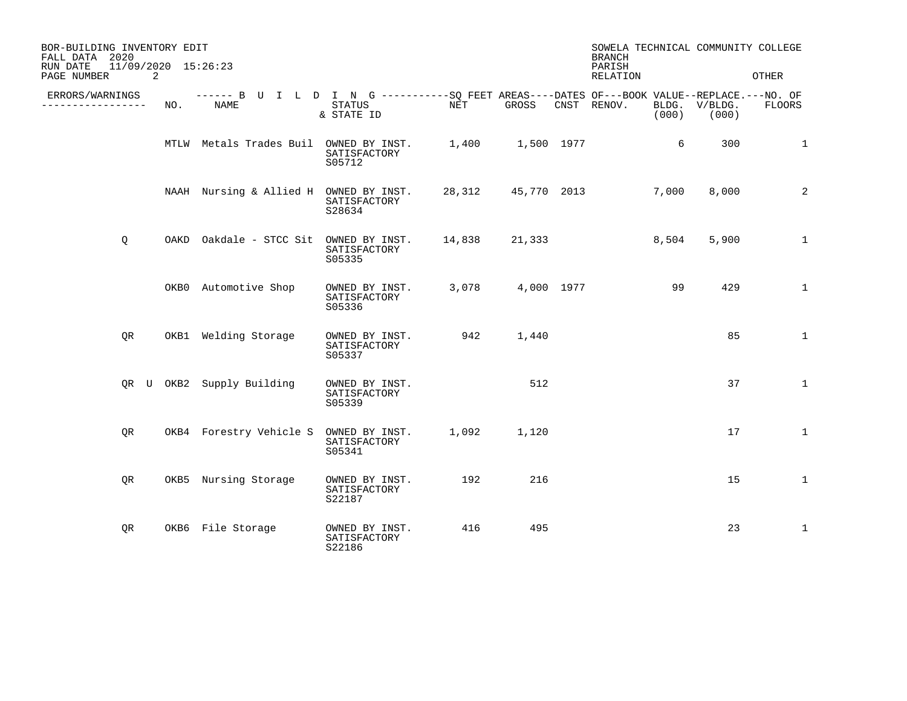BOR-BUILDING INVENTORY EDIT
FALL DATA 2020
RUN DATE 11/09/2020 15:26:23
PAGE NUMBER 2

SOWELA TECHNICAL COMMUNITY COLLEGE
BRANCH
PARISH
RELATION OTHER

| ERRORS/WARNINGS | NO. | NAME | STATUS & STATE ID | NET | GROSS | CNST | RENOV. | BOOK VALUE BLDG. (000) | REPLACE. V/BLDG. (000) | NO. OF FLOORS |
|---|---|---|---|---|---|---|---|---|---|---|
| | MTLW | Metals Trades Buil | OWNED BY INST. SATISFACTORY S05712 | 1,400 | 1,500 | 1977 | | 6 | 300 | 1 |
| | NAAH | Nursing & Allied H | OWNED BY INST. SATISFACTORY S28634 | 28,312 | 45,770 | 2013 | | 7,000 | 8,000 | 2 |
| Q | OAKD | Oakdale - STCC Sit | OWNED BY INST. SATISFACTORY S05335 | 14,838 | 21,333 | | | 8,504 | 5,900 | 1 |
| | OKB0 | Automotive Shop | OWNED BY INST. SATISFACTORY S05336 | 3,078 | 4,000 | 1977 | | 99 | 429 | 1 |
| QR | OKB1 | Welding Storage | OWNED BY INST. SATISFACTORY S05337 | 942 | 1,440 | | | | 85 | 1 |
| QR U | OKB2 | Supply Building | OWNED BY INST. SATISFACTORY S05339 | | 512 | | | | 37 | 1 |
| QR | OKB4 | Forestry Vehicle S | OWNED BY INST. SATISFACTORY S05341 | 1,092 | 1,120 | | | | 17 | 1 |
| QR | OKB5 | Nursing Storage | OWNED BY INST. SATISFACTORY S22187 | 192 | 216 | | | | 15 | 1 |
| QR | OKB6 | File Storage | OWNED BY INST. SATISFACTORY S22186 | 416 | 495 | | | | 23 | 1 |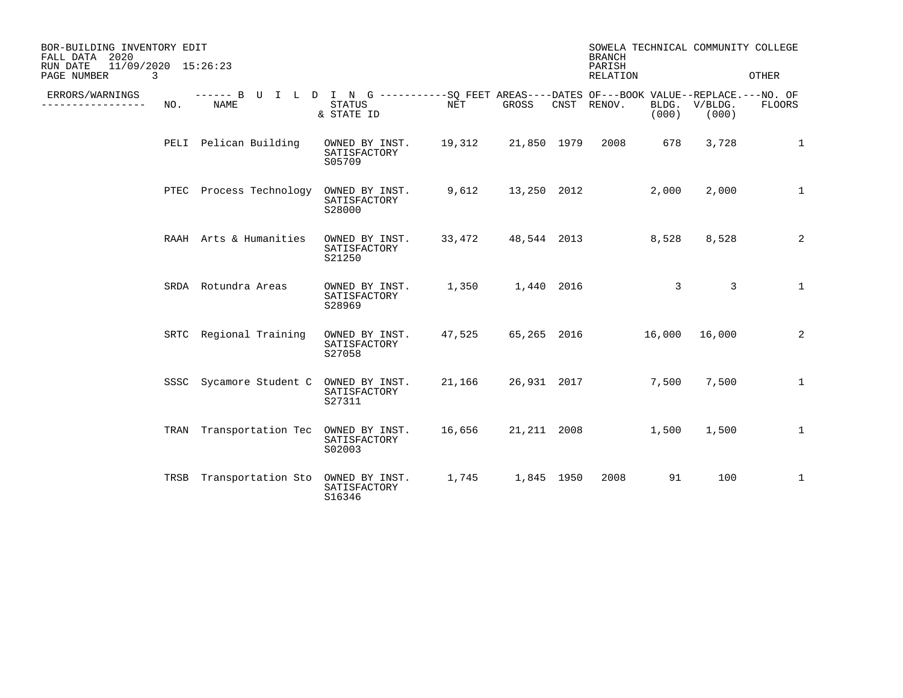BOR-BUILDING INVENTORY EDIT
FALL DATA 2020
RUN DATE 11/09/2020 15:26:23

SOWELA TECHNICAL COMMUNITY COLLEGE
BRANCH
PARISH
RELATION OTHER

| ERRORS/WARNINGS | NO. | NAME | STATUS & STATE ID | NET | GROSS | CNST | RENOV. | BOOK VALUE BLDG. (000) | REPLACE. V/BLDG. (000) | NO. OF FLOORS |
|---|---|---|---|---|---|---|---|---|---|---|
| | PELI | Pelican Building | OWNED BY INST. SATISFACTORY S05709 | 19,312 | 21,850 | 1979 | 2008 | 678 | 3,728 | 1 |
| | PTEC | Process Technology | OWNED BY INST. SATISFACTORY S28000 | 9,612 | 13,250 | 2012 | | 2,000 | 2,000 | 1 |
| | RAAH | Arts & Humanities | OWNED BY INST. SATISFACTORY S21250 | 33,472 | 48,544 | 2013 | | 8,528 | 8,528 | 2 |
| | SRDA | Rotundra Areas | OWNED BY INST. SATISFACTORY S28969 | 1,350 | 1,440 | 2016 | | 3 | 3 | 1 |
| | SRTC | Regional Training | OWNED BY INST. SATISFACTORY S27058 | 47,525 | 65,265 | 2016 | | 16,000 | 16,000 | 2 |
| | SSSC | Sycamore Student C | OWNED BY INST. SATISFACTORY S27311 | 21,166 | 26,931 | 2017 | | 7,500 | 7,500 | 1 |
| | TRAN | Transportation Tec | OWNED BY INST. SATISFACTORY S02003 | 16,656 | 21,211 | 2008 | | 1,500 | 1,500 | 1 |
| | TRSB | Transportation Sto | OWNED BY INST. SATISFACTORY S16346 | 1,745 | 1,845 | 1950 | 2008 | 91 | 100 | 1 |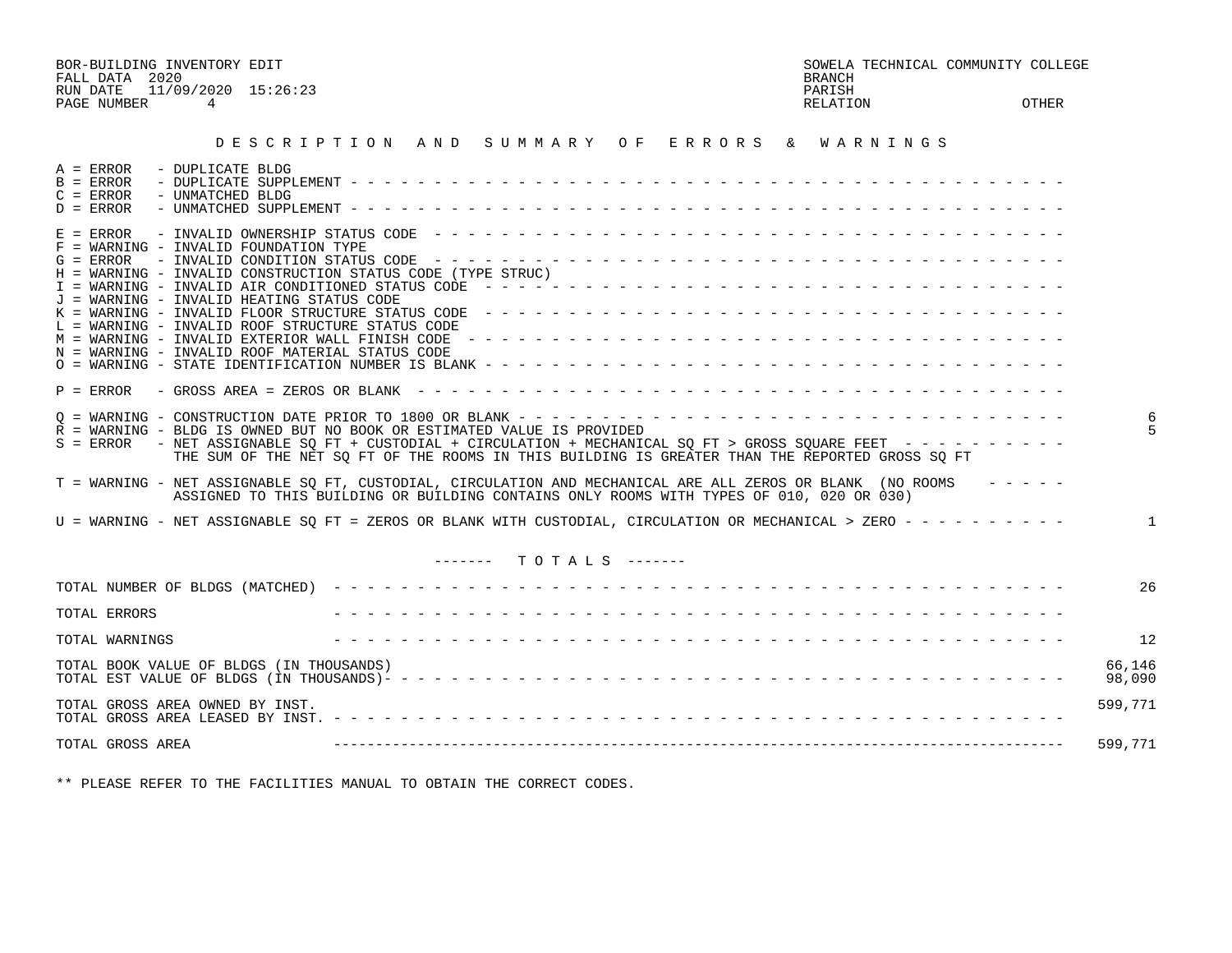BOR-BUILDING INVENTORY EDIT
FALL DATA 2020
RUN DATE 11/09/2020 15:26:23
PAGE NUMBER 4

SOWELA TECHNICAL COMMUNITY COLLEGE
BRANCH
PARISH
RELATION OTHER

## DESCRIPTION AND SUMMARY OF ERRORS & WARNINGS

| Code | Description | Count |
|---|---|---|
| A = ERROR | DUPLICATE BLDG | |
| B = ERROR | DUPLICATE SUPPLEMENT | |
| C = ERROR | UNMATCHED BLDG | |
| D = ERROR | UNMATCHED SUPPLEMENT | |
| E = ERROR | INVALID OWNERSHIP STATUS CODE | |
| F = WARNING | INVALID FOUNDATION TYPE | |
| G = ERROR | INVALID CONDITION STATUS CODE | |
| H = WARNING | INVALID CONSTRUCTION STATUS CODE (TYPE STRUC) | |
| I = WARNING | INVALID AIR CONDITIONED STATUS CODE | |
| J = WARNING | INVALID HEATING STATUS CODE | |
| K = WARNING | INVALID FLOOR STRUCTURE STATUS CODE | |
| L = WARNING | INVALID ROOF STRUCTURE STATUS CODE | |
| M = WARNING | INVALID EXTERIOR WALL FINISH CODE | |
| N = WARNING | INVALID ROOF MATERIAL STATUS CODE | |
| O = WARNING | STATE IDENTIFICATION NUMBER IS BLANK | |
| P = ERROR | GROSS AREA = ZEROS OR BLANK | |
| Q = WARNING | CONSTRUCTION DATE PRIOR TO 1800 OR BLANK | 6 |
| R = WARNING | BLDG IS OWNED BUT NO BOOK OR ESTIMATED VALUE IS PROVIDED | 5 |
| S = ERROR | NET ASSIGNABLE SQ FT + CUSTODIAL + CIRCULATION + MECHANICAL SQ FT > GROSS SQUARE FEET<br>THE SUM OF THE NET SQ FT OF THE ROOMS IN THIS BUILDING IS GREATER THAN THE REPORTED GROSS SQ FT | |
| T = WARNING | NET ASSIGNABLE SQ FT, CUSTODIAL, CIRCULATION AND MECHANICAL ARE ALL ZEROS OR BLANK (NO ROOMS ASSIGNED TO THIS BUILDING OR BUILDING CONTAINS ONLY ROOMS WITH TYPES OF 010, 020 OR 030) | |
| U = WARNING | NET ASSIGNABLE SQ FT = ZEROS OR BLANK WITH CUSTODIAL, CIRCULATION OR MECHANICAL > ZERO | 1 |

## ------- TOTALS -------

| Item | Value |
|---|---|
| TOTAL NUMBER OF BLDGS (MATCHED) | 26 |
| TOTAL ERRORS | |
| TOTAL WARNINGS | 12 |
| TOTAL BOOK VALUE OF BLDGS (IN THOUSANDS) | 66,146 |
| TOTAL EST VALUE OF BLDGS (IN THOUSANDS) | 98,090 |
| TOTAL GROSS AREA OWNED BY INST. | 599,771 |
| TOTAL GROSS AREA LEASED BY INST. | |
| TOTAL GROSS AREA | 599,771 |

** PLEASE REFER TO THE FACILITIES MANUAL TO OBTAIN THE CORRECT CODES.